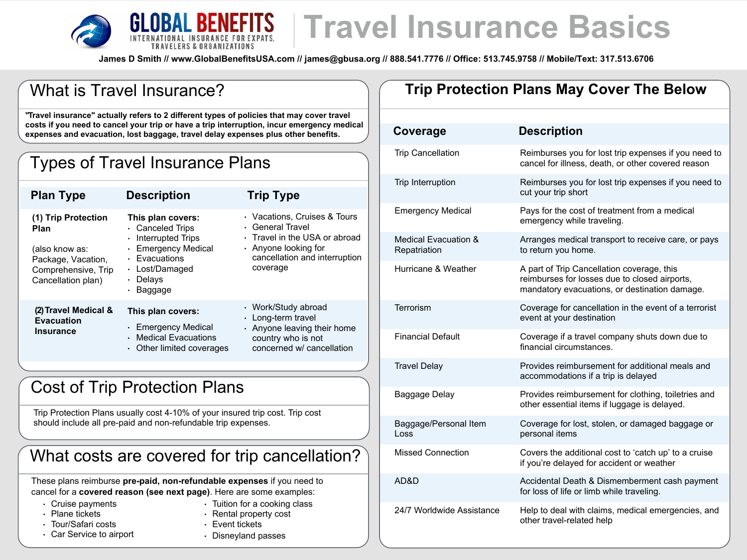# GLOBAL BENEFITS

INTERNATIONAL INSURANCE FOR EXPATS, TRAVELERS & ORGANIZATIONS

# Travel Insurance Basics

**James D Smith // www.GlobalBenefitsUSA.com // james@gbusa.org // 888.541.7776 // Office: 513.745.9758 // Mobile/Text: 317.513.6706**

## What is Travel Insurance?

**"Travel insurance" actually refers to 2 different types of policies that may cover travel costs if you need to cancel your trip or have a trip interruption, incur emergency medical expenses and evacuation, lost baggage, travel delay expenses plus other benefits.**

## Types of Travel Insurance Plans

| Plan Type | Description | Trip Type |
|---|---|---|
| **(1) Trip Protection Plan**<br><br>(also know as: Package, Vacation, Comprehensive, Trip Cancellation plan) | **This plan covers:**<br>· Canceled Trips<br>· Interrupted Trips<br>· Emergency Medical<br>· Evacuations<br>· Lost/Damaged<br>· Delays<br>· Baggage | · Vacations, Cruises & Tours<br>· General Travel<br>· Travel in the USA or abroad<br>· Anyone looking for cancellation and interruption coverage |
| **(2) Travel Medical & Evacuation Insurance** | **This plan covers:**<br>· Emergency Medical<br>· Medical Evacuations<br>· Other limited coverages | · Work/Study abroad<br>· Long-term travel<br>· Anyone leaving their home country who is not concerned w/ cancellation |

## Cost of Trip Protection Plans

Trip Protection Plans usually cost 4-10% of your insured trip cost. Trip cost should include all pre-paid and non-refundable trip expenses.

## What costs are covered for trip cancellation?

These plans reimburse **pre-paid, non-refundable expenses** if you need to cancel for a **covered reason (see next page)**. Here are some examples:

- Cruise payments
- Plane tickets
- Tour/Safari costs
- Car Service to airport
- Tuition for a cooking class
- Rental property cost
- Event tickets
- Disneyland passes

## Trip Protection Plans May Cover The Below

| Coverage | Description |
|---|---|
| Trip Cancellation | Reimburses you for lost trip expenses if you need to cancel for illness, death, or other covered reason |
| Trip Interruption | Reimburses you for lost trip expenses if you need to cut your trip short |
| Emergency Medical | Pays for the cost of treatment from a medical emergency while traveling. |
| Medical Evacuation & Repatriation | Arranges medical transport to receive care, or pays to return you home. |
| Hurricane & Weather | A part of Trip Cancellation coverage, this reimburses for losses due to closed airports, mandatory evacuations, or destination damage. |
| Terrorism | Coverage for cancellation in the event of a terrorist event at your destination |
| Financial Default | Coverage if a travel company shuts down due to financial circumstances. |
| Travel Delay | Provides reimbursement for additional meals and accommodations if a trip is delayed |
| Baggage Delay | Provides reimbursement for clothing, toiletries and other essential items if luggage is delayed. |
| Baggage/Personal Item Loss | Coverage for lost, stolen, or damaged baggage or personal items |
| Missed Connection | Covers the additional cost to 'catch up' to a cruise if you're delayed for accident or weather |
| AD&D | Accidental Death & Dismemberment cash payment for loss of life or limb while traveling. |
| 24/7 Worldwide Assistance | Help to deal with claims, medical emergencies, and other travel-related help |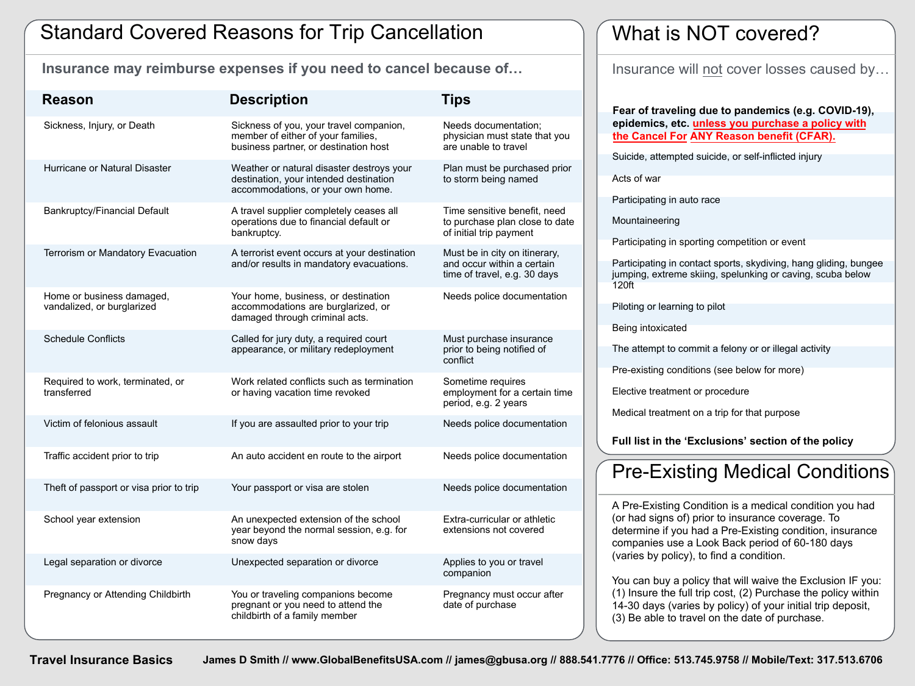## Standard Covered Reasons for Trip Cancellation

**Insurance may reimburse expenses if you need to cancel because of…**

| Reason | Description | Tips |
| --- | --- | --- |
| Sickness, Injury, or Death | Sickness of you, your travel companion, member of either of your families, business partner, or destination host | Needs documentation; physician must state that you are unable to travel |
| Hurricane or Natural Disaster | Weather or natural disaster destroys your destination, your intended destination accommodations, or your own home. | Plan must be purchased prior to storm being named |
| Bankruptcy/Financial Default | A travel supplier completely ceases all operations due to financial default or bankruptcy. | Time sensitive benefit, need to purchase plan close to date of initial trip payment |
| Terrorism or Mandatory Evacuation | A terrorist event occurs at your destination and/or results in mandatory evacuations. | Must be in city on itinerary, and occur within a certain time of travel, e.g. 30 days |
| Home or business damaged, vandalized, or burglarized | Your home, business, or destination accommodations are burglarized, or damaged through criminal acts. | Needs police documentation |
| Schedule Conflicts | Called for jury duty, a required court appearance, or military redeployment | Must purchase insurance prior to being notified of conflict |
| Required to work, terminated, or transferred | Work related conflicts such as termination or having vacation time revoked | Sometime requires employment for a certain time period, e.g. 2 years |
| Victim of felonious assault | If you are assaulted prior to your trip | Needs police documentation |
| Traffic accident prior to trip | An auto accident en route to the airport | Needs police documentation |
| Theft of passport or visa prior to trip | Your passport or visa are stolen | Needs police documentation |
| School year extension | An unexpected extension of the school year beyond the normal session, e.g. for snow days | Extra-curricular or athletic extensions not covered |
| Legal separation or divorce | Unexpected separation or divorce | Applies to you or travel companion |
| Pregnancy or Attending Childbirth | You or traveling companions become pregnant or you need to attend the childbirth of a family member | Pregnancy must occur after date of purchase |

## What is NOT covered?

Insurance will not cover losses caused by…

**Fear of traveling due to pandemics (e.g. COVID-19), epidemics, etc. unless you purchase a policy with the Cancel For ANY Reason benefit (CFAR).**

- Suicide, attempted suicide, or self-inflicted injury
- Acts of war
- Participating in auto race
- Mountaineering
- Participating in sporting competition or event
- Participating in contact sports, skydiving, hang gliding, bungee jumping, extreme skiing, spelunking or caving, scuba below 120ft
- Piloting or learning to pilot
- Being intoxicated
- The attempt to commit a felony or or illegal activity
- Pre-existing conditions (see below for more)
- Elective treatment or procedure
- Medical treatment on a trip for that purpose

**Full list in the 'Exclusions' section of the policy**

## Pre-Existing Medical Conditions

A Pre-Existing Condition is a medical condition you had (or had signs of) prior to insurance coverage. To determine if you had a Pre-Existing condition, insurance companies use a Look Back period of 60-180 days (varies by policy), to find a condition.

You can buy a policy that will waive the Exclusion IF you: (1) Insure the full trip cost, (2) Purchase the policy within 14-30 days (varies by policy) of your initial trip deposit, (3) Be able to travel on the date of purchase.

**Travel Insurance Basics** **James D Smith // www.GlobalBenefitsUSA.com // james@gbusa.org // 888.541.7776 // Office: 513.745.9758 // Mobile/Text: 317.513.6706**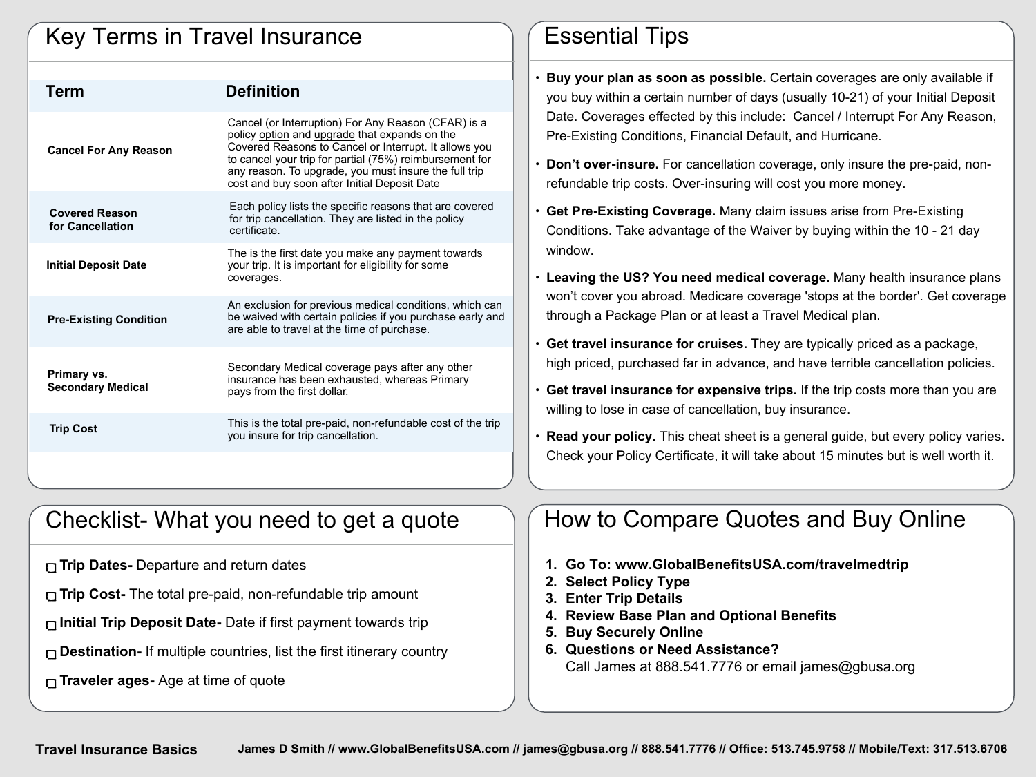## Key Terms in Travel Insurance

| Term | Definition |
|---|---|
| **Cancel For Any Reason** | Cancel (or Interruption) For Any Reason (CFAR) is a policy option and upgrade that expands on the Covered Reasons to Cancel or Interrupt. It allows you to cancel your trip for partial (75%) reimbursement for any reason. To upgrade, you must insure the full trip cost and buy soon after Initial Deposit Date |
| **Covered Reason for Cancellation** | Each policy lists the specific reasons that are covered for trip cancellation. They are listed in the policy certificate. |
| **Initial Deposit Date** | The is the first date you make any payment towards your trip. It is important for eligibility for some coverages. |
| **Pre-Existing Condition** | An exclusion for previous medical conditions, which can be waived with certain policies if you purchase early and are able to travel at the time of purchase. |
| **Primary vs. Secondary Medical** | Secondary Medical coverage pays after any other insurance has been exhausted, whereas Primary pays from the first dollar. |
| **Trip Cost** | This is the total pre-paid, non-refundable cost of the trip you insure for trip cancellation. |

## Essential Tips

- **Buy your plan as soon as possible.** Certain coverages are only available if you buy within a certain number of days (usually 10-21) of your Initial Deposit Date. Coverages effected by this include: Cancel / Interrupt For Any Reason, Pre-Existing Conditions, Financial Default, and Hurricane.
- **Don't over-insure.** For cancellation coverage, only insure the pre-paid, non-refundable trip costs. Over-insuring will cost you more money.
- **Get Pre-Existing Coverage.** Many claim issues arise from Pre-Existing Conditions. Take advantage of the Waiver by buying within the 10 - 21 day window.
- **Leaving the US? You need medical coverage.** Many health insurance plans won't cover you abroad. Medicare coverage 'stops at the border'. Get coverage through a Package Plan or at least a Travel Medical plan.
- **Get travel insurance for cruises.** They are typically priced as a package, high priced, purchased far in advance, and have terrible cancellation policies.
- **Get travel insurance for expensive trips.** If the trip costs more than you are willing to lose in case of cancellation, buy insurance.
- **Read your policy.** This cheat sheet is a general guide, but every policy varies. Check your Policy Certificate, it will take about 15 minutes but is well worth it.

## Checklist- What you need to get a quote

- ☐ **Trip Dates-** Departure and return dates
- ☐ **Trip Cost-** The total pre-paid, non-refundable trip amount
- ☐ **Initial Trip Deposit Date-** Date if first payment towards trip
- ☐ **Destination-** If multiple countries, list the first itinerary country
- ☐ **Traveler ages-** Age at time of quote

## How to Compare Quotes and Buy Online

1. **Go To: www.GlobalBenefitsUSA.com/travelmedtrip**
2. **Select Policy Type**
3. **Enter Trip Details**
4. **Review Base Plan and Optional Benefits**
5. **Buy Securely Online**
6. **Questions or Need Assistance?**
   Call James at 888.541.7776 or email james@gbusa.org

**Travel Insurance Basics** **James D Smith // www.GlobalBenefitsUSA.com // james@gbusa.org // 888.541.7776 // Office: 513.745.9758 // Mobile/Text: 317.513.6706**